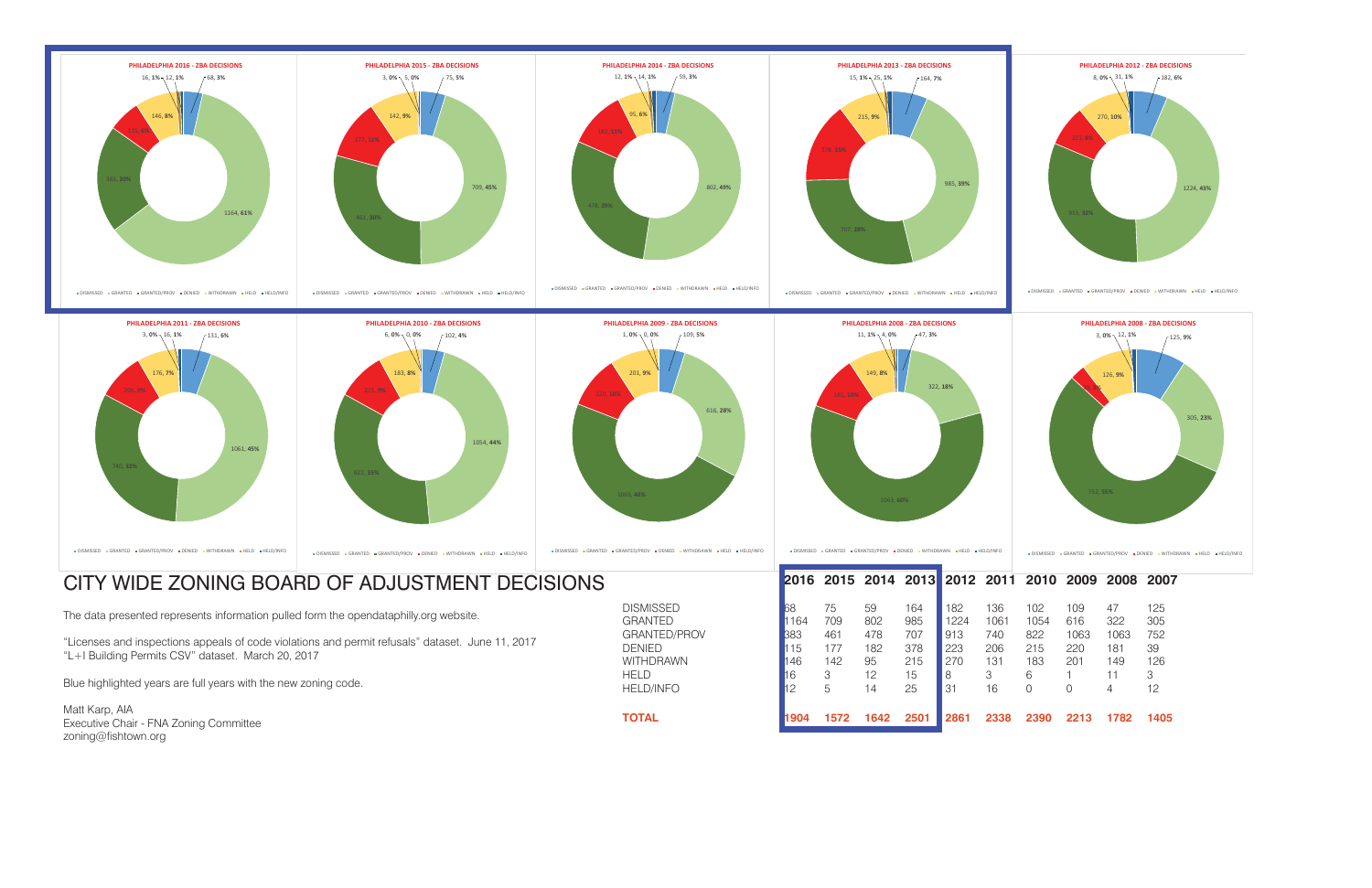PHILADELPHIA 2016 - ZBA DECISIONS

PHILADELPHIA 2015 - ZBA DECISIONS

PHILADELPHIA 2014 - ZBA DECISIONS

PHILADELPHIA 2013 - ZBA DECISIONS

PHILADELPHIA 2012 - ZBA DECISIONS

PHILADELPHIA 2011 - ZBA DECISIONS

PHILADELPHIA 2010 - ZBA DECISIONS

PHILADELPHIA 2009 - ZBA DECISIONS

PHILADELPHIA 2008 - ZBA DECISIONS

PHILADELPHIA 2008 - ZBA DECISIONS

# CITY WIDE ZONING BOARD OF ADJUSTMENT DECISIONS

The data presented represents information pulled form the opendataphilly.org website.

"Licenses and inspections appeals of code violations and permit refusals" dataset. June 11, 2017
"L+I Building Permits CSV" dataset. March 20, 2017

Blue highlighted years are full years with the new zoning code.

Matt Karp, AIA
Executive Chair - FNA Zoning Committee
zoning@fishtown.org

| | 2016 | 2015 | 2014 | 2013 | 2012 | 2011 | 2010 | 2009 | 2008 | 2007 |
|---|---|---|---|---|---|---|---|---|---|---|
| DISMISSED | 68 | 75 | 59 | 164 | 182 | 136 | 102 | 109 | 47 | 125 |
| GRANTED | 1164 | 709 | 802 | 985 | 1224 | 1061 | 1054 | 616 | 322 | 305 |
| GRANTED/PROV | 383 | 461 | 478 | 707 | 913 | 740 | 822 | 1063 | 1063 | 752 |
| DENIED | 115 | 177 | 182 | 378 | 223 | 206 | 215 | 220 | 181 | 39 |
| WITHDRAWN | 146 | 142 | 95 | 215 | 270 | 131 | 183 | 201 | 149 | 126 |
| HELD | 16 | 3 | 12 | 15 | 8 | 3 | 6 | 1 | 11 | 3 |
| HELD/INFO | 12 | 5 | 14 | 25 | 31 | 16 | 0 | 0 | 4 | 12 |
| **TOTAL** | **1904** | **1572** | **1642** | **2501** | **2861** | **2338** | **2390** | **2213** | **1782** | **1405** |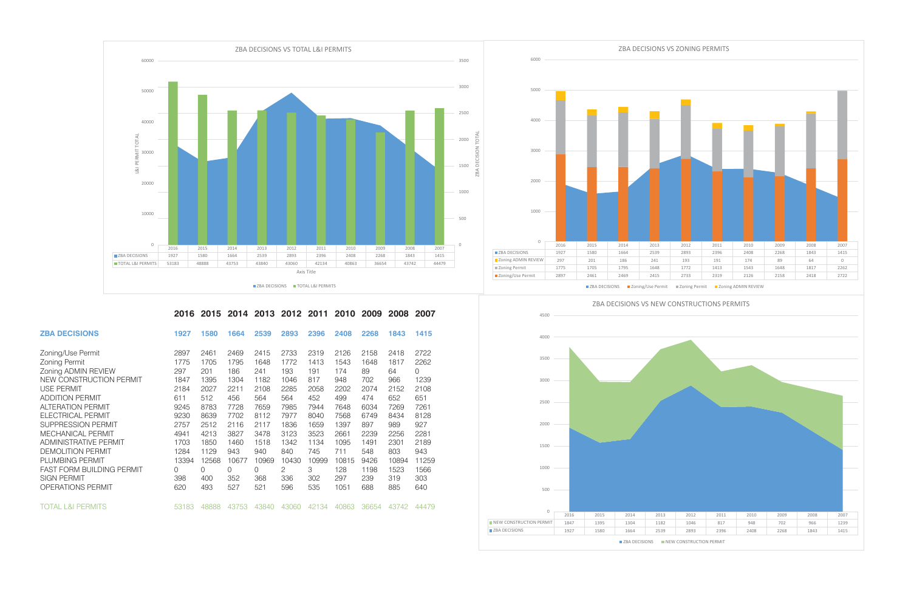ZBA DECISIONS VS TOTAL L&I PERMITS

L&I PERMIT TOTAL

ZBA DECISION TOTAL

0
10000
20000
30000
40000
50000
60000

0
500
1000
1500
2000
2500
3000
3500

2016 2015 2014 2013 2012 2011 2010 2009 2008 2007

ZBA DECISIONS 1927 1580 1664 2539 2893 2396 2408 2268 1843 1415

TOTAL L&I PERMITS 53183 48888 43753 43840 43060 42134 40863 36654 43742 44479

Axis Title

ZBA DECISIONS TOTAL L&I PERMITS

ZBA DECISIONS VS ZONING PERMITS

0
1000
2000
3000
4000
5000
6000

2016 2015 2014 2013 2012 2011 2010 2009 2008 2007

ZBA DECISIONS 1927 1580 1664 2539 2893 2396 2408 2268 1843 1415

Zoning ADMIN REVIEW 297 201 186 241 193 191 174 89 64 0

Zoning Permit 1775 1705 1795 1648 1772 1413 1543 1648 1817 2262

Zoning/Use Permit 2897 2461 2469 2415 2733 2319 2126 2158 2418 2722

ZBA DECISIONS Zoning/Use Permit Zoning Permit Zoning ADMIN REVIEW

| | 2016 | 2015 | 2014 | 2013 | 2012 | 2011 | 2010 | 2009 | 2008 | 2007 |
|---|---|---|---|---|---|---|---|---|---|---|
| **ZBA DECISIONS** | **1927** | **1580** | **1664** | **2539** | **2893** | **2396** | **2408** | **2268** | **1843** | **1415** |
| Zoning/Use Permit | 2897 | 2461 | 2469 | 2415 | 2733 | 2319 | 2126 | 2158 | 2418 | 2722 |
| Zoning Permit | 1775 | 1705 | 1795 | 1648 | 1772 | 1413 | 1543 | 1648 | 1817 | 2262 |
| Zoning ADMIN REVIEW | 297 | 201 | 186 | 241 | 193 | 191 | 174 | 89 | 64 | 0 |
| NEW CONSTRUCTION PERMIT | 1847 | 1395 | 1304 | 1182 | 1046 | 817 | 948 | 702 | 966 | 1239 |
| USE PERMIT | 2184 | 2027 | 2211 | 2108 | 2285 | 2058 | 2202 | 2074 | 2152 | 2108 |
| ADDITION PERMIT | 611 | 512 | 456 | 564 | 564 | 452 | 499 | 474 | 652 | 651 |
| ALTERATION PERMIT | 9245 | 8783 | 7728 | 7659 | 7985 | 7944 | 7648 | 6034 | 7269 | 7261 |
| ELECTRICAL PERMIT | 9230 | 8639 | 7702 | 8112 | 7977 | 8040 | 7568 | 6749 | 8434 | 8128 |
| SUPPRESSION PERMIT | 2757 | 2512 | 2116 | 2117 | 1836 | 1659 | 1397 | 897 | 989 | 927 |
| MECHANICAL PERMIT | 4941 | 4213 | 3827 | 3478 | 3123 | 3523 | 2661 | 2239 | 2256 | 2281 |
| ADMINISTRATIVE PERMIT | 1703 | 1850 | 1460 | 1518 | 1342 | 1134 | 1095 | 1491 | 2301 | 2189 |
| DEMOLITION PERMIT | 1284 | 1129 | 943 | 940 | 840 | 745 | 711 | 548 | 803 | 943 |
| PLUMBING PERMIT | 13394 | 12568 | 10677 | 10969 | 10430 | 10999 | 10815 | 9426 | 10894 | 11259 |
| FAST FORM BUILDING PERMIT | 0 | 0 | 0 | 0 | 2 | 3 | 128 | 1198 | 1523 | 1566 |
| SIGN PERMIT | 398 | 400 | 352 | 368 | 336 | 302 | 297 | 239 | 319 | 303 |
| OPERATIONS PERMIT | 620 | 493 | 527 | 521 | 596 | 535 | 1051 | 688 | 885 | 640 |
| TOTAL L&I PERMITS | 53183 | 48888 | 43753 | 43840 | 43060 | 42134 | 40863 | 36654 | 43742 | 44479 |

ZBA DECISIONS VS NEW CONSTRUCTIONS PERMITS

0
500
1000
1500
2000
2500
3000
3500
4000
4500

2016 2015 2014 2013 2012 2011 2010 2009 2008 2007

NEW CONSTRUCTION PERMIT 1847 1395 1304 1182 1046 817 948 702 966 1239

ZBA DECISIONS 1927 1580 1664 2539 2893 2396 2408 2268 1843 1415

ZBA DECISIONS NEW CONSTRUCTION PERMIT